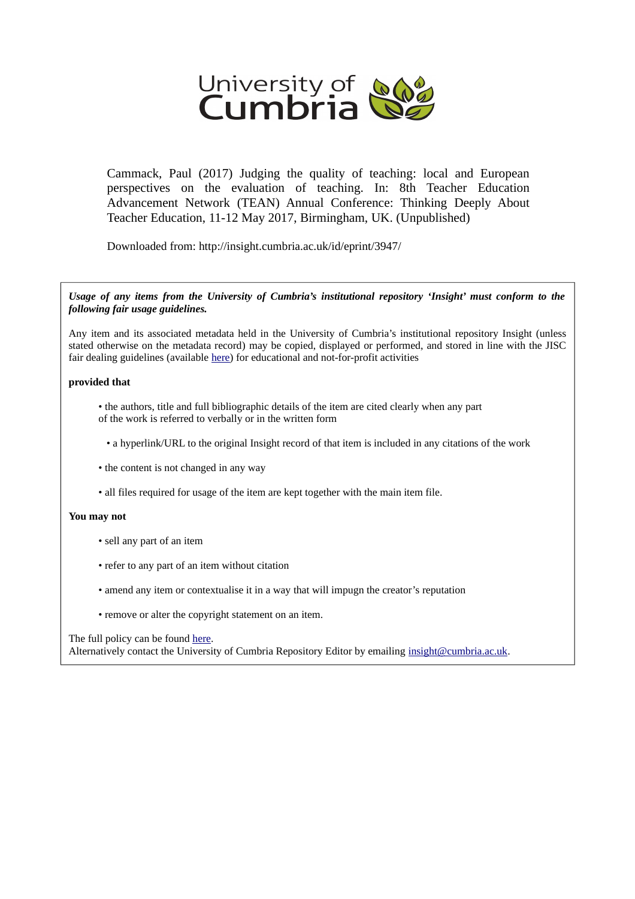University of Cumbria

Cammack, Paul (2017) Judging the quality of teaching: local and European perspectives on the evaluation of teaching. In: 8th Teacher Education Advancement Network (TEAN) Annual Conference: Thinking Deeply About Teacher Education, 11-12 May 2017, Birmingham, UK. (Unpublished)

Downloaded from: http://insight.cumbria.ac.uk/id/eprint/3947/

***Usage of any items from the University of Cumbria's institutional repository 'Insight' must conform to the following fair usage guidelines.***

Any item and its associated metadata held in the University of Cumbria's institutional repository Insight (unless stated otherwise on the metadata record) may be copied, displayed or performed, and stored in line with the JISC fair dealing guidelines (available here) for educational and not-for-profit activities

**provided that**

- the authors, title and full bibliographic details of the item are cited clearly when any part of the work is referred to verbally or in the written form
- a hyperlink/URL to the original Insight record of that item is included in any citations of the work
- the content is not changed in any way
- all files required for usage of the item are kept together with the main item file.

**You may not**

- sell any part of an item
- refer to any part of an item without citation
- amend any item or contextualise it in a way that will impugn the creator's reputation
- remove or alter the copyright statement on an item.

The full policy can be found here.
Alternatively contact the University of Cumbria Repository Editor by emailing insight@cumbria.ac.uk.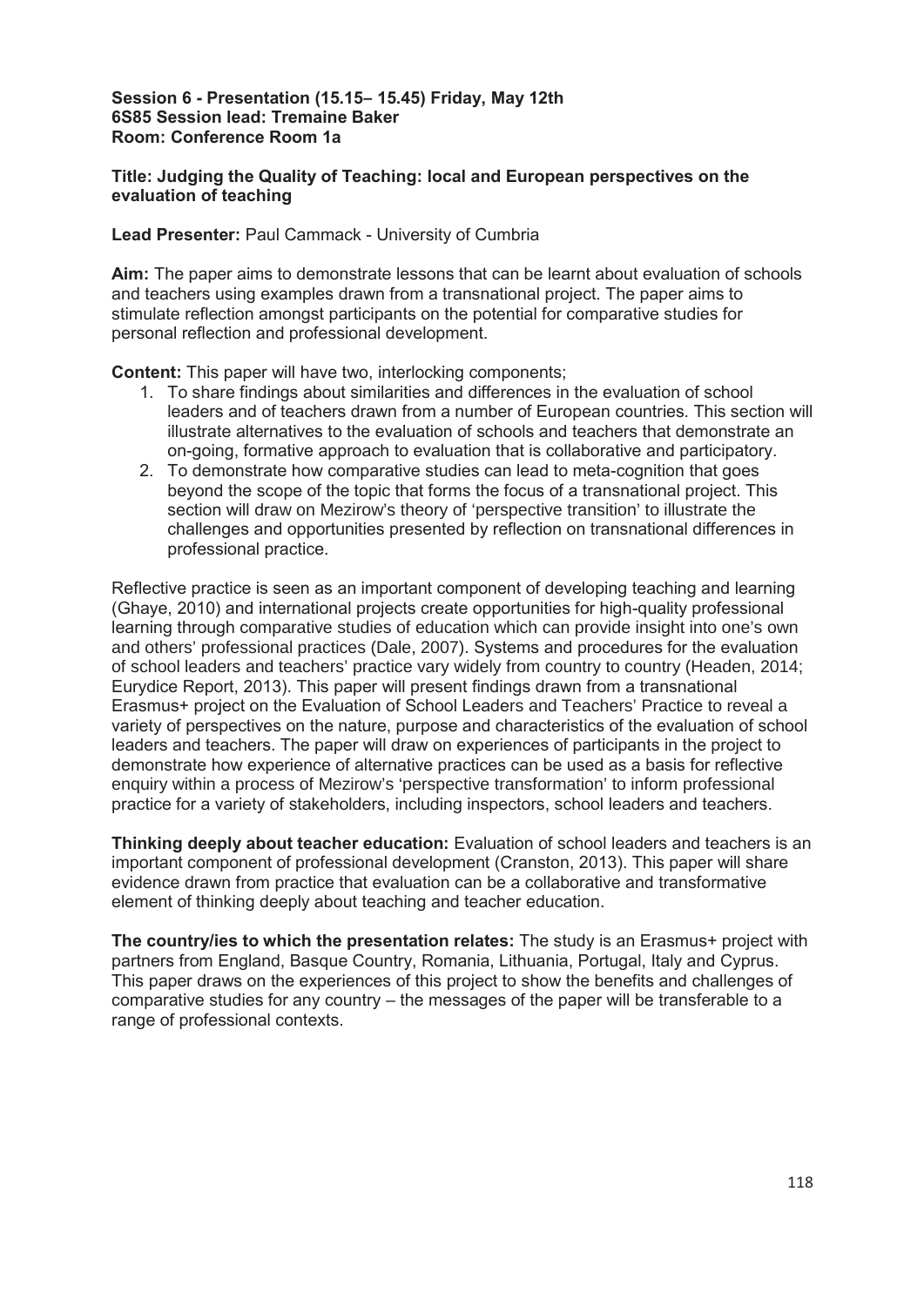**Session 6 - Presentation (15.15– 15.45) Friday, May 12th**
**6S85 Session lead: Tremaine Baker**
**Room: Conference Room 1a**

**Title: Judging the Quality of Teaching: local and European perspectives on the evaluation of teaching**

**Lead Presenter:** Paul Cammack - University of Cumbria

**Aim:** The paper aims to demonstrate lessons that can be learnt about evaluation of schools and teachers using examples drawn from a transnational project. The paper aims to stimulate reflection amongst participants on the potential for comparative studies for personal reflection and professional development.

**Content:** This paper will have two, interlocking components;

1. To share findings about similarities and differences in the evaluation of school leaders and of teachers drawn from a number of European countries. This section will illustrate alternatives to the evaluation of schools and teachers that demonstrate an on-going, formative approach to evaluation that is collaborative and participatory.
2. To demonstrate how comparative studies can lead to meta-cognition that goes beyond the scope of the topic that forms the focus of a transnational project. This section will draw on Mezirow's theory of 'perspective transition' to illustrate the challenges and opportunities presented by reflection on transnational differences in professional practice.

Reflective practice is seen as an important component of developing teaching and learning (Ghaye, 2010) and international projects create opportunities for high-quality professional learning through comparative studies of education which can provide insight into one's own and others' professional practices (Dale, 2007). Systems and procedures for the evaluation of school leaders and teachers' practice vary widely from country to country (Headen, 2014; Eurydice Report, 2013). This paper will present findings drawn from a transnational Erasmus+ project on the Evaluation of School Leaders and Teachers' Practice to reveal a variety of perspectives on the nature, purpose and characteristics of the evaluation of school leaders and teachers. The paper will draw on experiences of participants in the project to demonstrate how experience of alternative practices can be used as a basis for reflective enquiry within a process of Mezirow's 'perspective transformation' to inform professional practice for a variety of stakeholders, including inspectors, school leaders and teachers.

**Thinking deeply about teacher education:** Evaluation of school leaders and teachers is an important component of professional development (Cranston, 2013). This paper will share evidence drawn from practice that evaluation can be a collaborative and transformative element of thinking deeply about teaching and teacher education.

**The country/ies to which the presentation relates:** The study is an Erasmus+ project with partners from England, Basque Country, Romania, Lithuania, Portugal, Italy and Cyprus. This paper draws on the experiences of this project to show the benefits and challenges of comparative studies for any country – the messages of the paper will be transferable to a range of professional contexts.